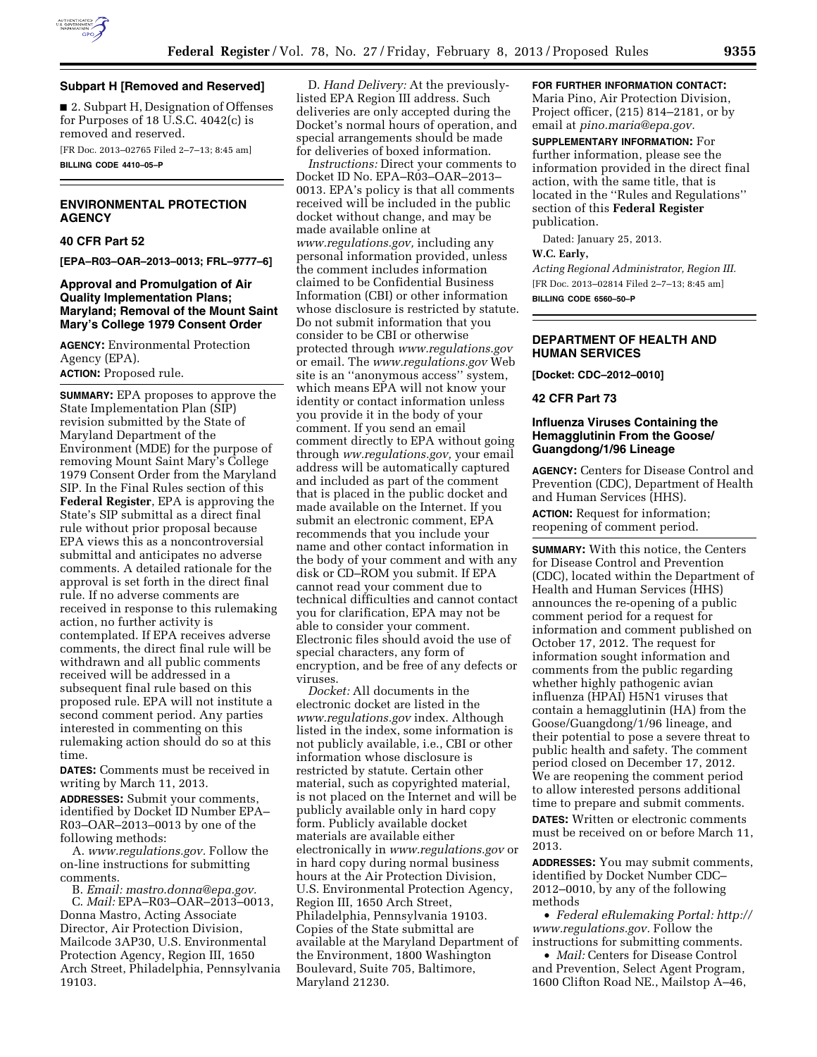### Subpart H [Removed and Reserved]

■ 2. Subpart H, Designation of Offenses for Purposes of 18 U.S.C. 4042(c) is removed and reserved.

[FR Doc. 2013–02765 Filed 2–7–13; 8:45 am]

**BILLING CODE 4410–05–P**

## ENVIRONMENTAL PROTECTION AGENCY

### 40 CFR Part 52

**[EPA–R03–OAR–2013–0013; FRL–9777–6]**

### Approval and Promulgation of Air Quality Implementation Plans; Maryland; Removal of the Mount Saint Mary's College 1979 Consent Order

**AGENCY:** Environmental Protection Agency (EPA).

**ACTION:** Proposed rule.

**SUMMARY:** EPA proposes to approve the State Implementation Plan (SIP) revision submitted by the State of Maryland Department of the Environment (MDE) for the purpose of removing Mount Saint Mary's College 1979 Consent Order from the Maryland SIP. In the Final Rules section of this **Federal Register**, EPA is approving the State's SIP submittal as a direct final rule without prior proposal because EPA views this as a noncontroversial submittal and anticipates no adverse comments. A detailed rationale for the approval is set forth in the direct final rule. If no adverse comments are received in response to this rulemaking action, no further activity is contemplated. If EPA receives adverse comments, the direct final rule will be withdrawn and all public comments received will be addressed in a subsequent final rule based on this proposed rule. EPA will not institute a second comment period. Any parties interested in commenting on this rulemaking action should do so at this time.

**DATES:** Comments must be received in writing by March 11, 2013.

**ADDRESSES:** Submit your comments, identified by Docket ID Number EPA–R03–OAR–2013–0013 by one of the following methods:

A. *www.regulations.gov*. Follow the on-line instructions for submitting comments.

B. *Email: mastro.donna@epa.gov.*

C. *Mail:* EPA–R03–OAR–2013–0013, Donna Mastro, Acting Associate Director, Air Protection Division, Mailcode 3AP30, U.S. Environmental Protection Agency, Region III, 1650 Arch Street, Philadelphia, Pennsylvania 19103.

D. *Hand Delivery:* At the previously-listed EPA Region III address. Such deliveries are only accepted during the Docket's normal hours of operation, and special arrangements should be made for deliveries of boxed information.

*Instructions:* Direct your comments to Docket ID No. EPA–R03–OAR–2013–0013. EPA's policy is that all comments received will be included in the public docket without change, and may be made available online at *www.regulations.gov,* including any personal information provided, unless the comment includes information claimed to be Confidential Business Information (CBI) or other information whose disclosure is restricted by statute. Do not submit information that you consider to be CBI or otherwise protected through *www.regulations.gov* or email. The *www.regulations.gov* Web site is an ''anonymous access'' system, which means EPA will not know your identity or contact information unless you provide it in the body of your comment. If you send an email comment directly to EPA without going through *ww.regulations.gov,* your email address will be automatically captured and included as part of the comment that is placed in the public docket and made available on the Internet. If you submit an electronic comment, EPA recommends that you include your name and other contact information in the body of your comment and with any disk or CD–ROM you submit. If EPA cannot read your comment due to technical difficulties and cannot contact you for clarification, EPA may not be able to consider your comment. Electronic files should avoid the use of special characters, any form of encryption, and be free of any defects or viruses.

*Docket:* All documents in the electronic docket are listed in the *www.regulations.gov* index. Although listed in the index, some information is not publicly available, i.e., CBI or other information whose disclosure is restricted by statute. Certain other material, such as copyrighted material, is not placed on the Internet and will be publicly available only in hard copy form. Publicly available docket materials are available either electronically in *www.regulations.gov* or in hard copy during normal business hours at the Air Protection Division, U.S. Environmental Protection Agency, Region III, 1650 Arch Street, Philadelphia, Pennsylvania 19103. Copies of the State submittal are available at the Maryland Department of the Environment, 1800 Washington Boulevard, Suite 705, Baltimore, Maryland 21230.

**FOR FURTHER INFORMATION CONTACT:** Maria Pino, Air Protection Division, Project officer, (215) 814–2181, or by email at *pino.maria@epa.gov.*

**SUPPLEMENTARY INFORMATION:** For further information, please see the information provided in the direct final action, with the same title, that is located in the ''Rules and Regulations'' section of this **Federal Register** publication.

Dated: January 25, 2013.

**W.C. Early,**

*Acting Regional Administrator, Region III.*

[FR Doc. 2013–02814 Filed 2–7–13; 8:45 am]

**BILLING CODE 6560–50–P**

## DEPARTMENT OF HEALTH AND HUMAN SERVICES

**[Docket: CDC–2012–0010]**

### 42 CFR Part 73

### Influenza Viruses Containing the Hemagglutinin From the Goose/Guangdong/1/96 Lineage

**AGENCY:** Centers for Disease Control and Prevention (CDC), Department of Health and Human Services (HHS).

**ACTION:** Request for information; reopening of comment period.

**SUMMARY:** With this notice, the Centers for Disease Control and Prevention (CDC), located within the Department of Health and Human Services (HHS) announces the re-opening of a public comment period for a request for information and comment published on October 17, 2012. The request for information sought information and comments from the public regarding whether highly pathogenic avian influenza (HPAI) H5N1 viruses that contain a hemagglutinin (HA) from the Goose/Guangdong/1/96 lineage, and their potential to pose a severe threat to public health and safety. The comment period closed on December 17, 2012. We are reopening the comment period to allow interested persons additional time to prepare and submit comments.

**DATES:** Written or electronic comments must be received on or before March 11, 2013.

**ADDRESSES:** You may submit comments, identified by Docket Number CDC–2012–0010, by any of the following methods

- *Federal eRulemaking Portal: http://www.regulations.gov.* Follow the instructions for submitting comments.
- *Mail:* Centers for Disease Control and Prevention, Select Agent Program, 1600 Clifton Road NE., Mailstop A–46,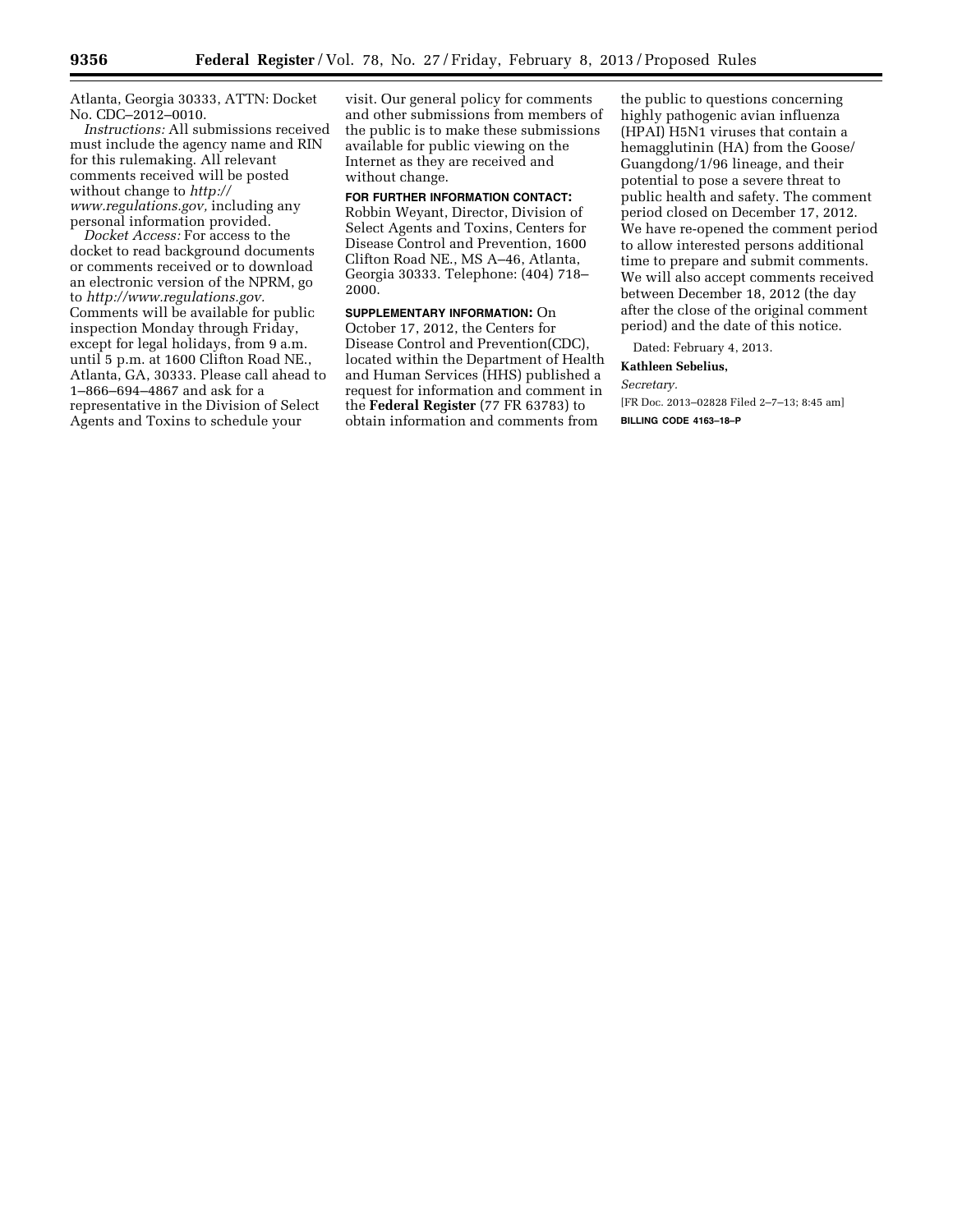Atlanta, Georgia 30333, ATTN: Docket No. CDC–2012–0010.

*Instructions:* All submissions received must include the agency name and RIN for this rulemaking. All relevant comments received will be posted without change to *http://www.regulations.gov,* including any personal information provided.

*Docket Access:* For access to the docket to read background documents or comments received or to download an electronic version of the NPRM, go to *http://www.regulations.gov.* Comments will be available for public inspection Monday through Friday, except for legal holidays, from 9 a.m. until 5 p.m. at 1600 Clifton Road NE., Atlanta, GA, 30333. Please call ahead to 1–866–694–4867 and ask for a representative in the Division of Select Agents and Toxins to schedule your visit. Our general policy for comments and other submissions from members of the public is to make these submissions available for public viewing on the Internet as they are received and without change.

**FOR FURTHER INFORMATION CONTACT:** Robbin Weyant, Director, Division of Select Agents and Toxins, Centers for Disease Control and Prevention, 1600 Clifton Road NE., MS A–46, Atlanta, Georgia 30333. Telephone: (404) 718–2000.

**SUPPLEMENTARY INFORMATION:** On October 17, 2012, the Centers for Disease Control and Prevention(CDC), located within the Department of Health and Human Services (HHS) published a request for information and comment in the **Federal Register** (77 FR 63783) to obtain information and comments from the public to questions concerning highly pathogenic avian influenza (HPAI) H5N1 viruses that contain a hemagglutinin (HA) from the Goose/Guangdong/1/96 lineage, and their potential to pose a severe threat to public health and safety. The comment period closed on December 17, 2012. We have re-opened the comment period to allow interested persons additional time to prepare and submit comments. We will also accept comments received between December 18, 2012 (the day after the close of the original comment period) and the date of this notice.

Dated: February 4, 2013.

**Kathleen Sebelius,**

*Secretary.*

[FR Doc. 2013–02828 Filed 2–7–13; 8:45 am]

**BILLING CODE 4163–18–P**